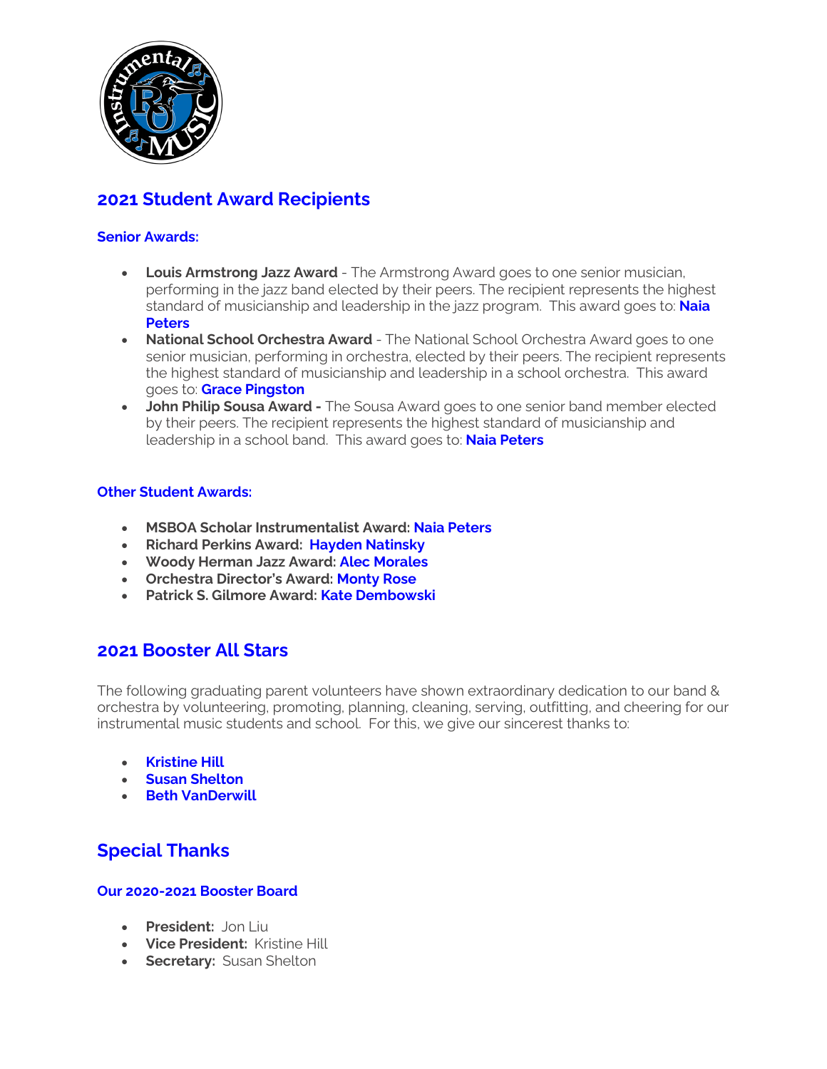## 2021 Student Award Recipients

### Senior Awards:

- **Louis Armstrong Jazz Award** - The Armstrong Award goes to one senior musician, performing in the jazz band elected by their peers. The recipient represents the highest standard of musicianship and leadership in the jazz program. This award goes to: **Naia Peters**
- **National School Orchestra Award** - The National School Orchestra Award goes to one senior musician, performing in orchestra, elected by their peers. The recipient represents the highest standard of musicianship and leadership in a school orchestra. This award goes to: **Grace Pingston**
- **John Philip Sousa Award -** The Sousa Award goes to one senior band member elected by their peers. The recipient represents the highest standard of musicianship and leadership in a school band. This award goes to: **Naia Peters**

### Other Student Awards:

- **MSBOA Scholar Instrumentalist Award: Naia Peters**
- **Richard Perkins Award: Hayden Natinsky**
- **Woody Herman Jazz Award: Alec Morales**
- **Orchestra Director's Award: Monty Rose**
- **Patrick S. Gilmore Award: Kate Dembowski**

## 2021 Booster All Stars

The following graduating parent volunteers have shown extraordinary dedication to our band & orchestra by volunteering, promoting, planning, cleaning, serving, outfitting, and cheering for our instrumental music students and school. For this, we give our sincerest thanks to:

- **Kristine Hill**
- **Susan Shelton**
- **Beth VanDerwill**

## Special Thanks

### Our 2020-2021 Booster Board

- **President:** Jon Liu
- **Vice President:** Kristine Hill
- **Secretary:** Susan Shelton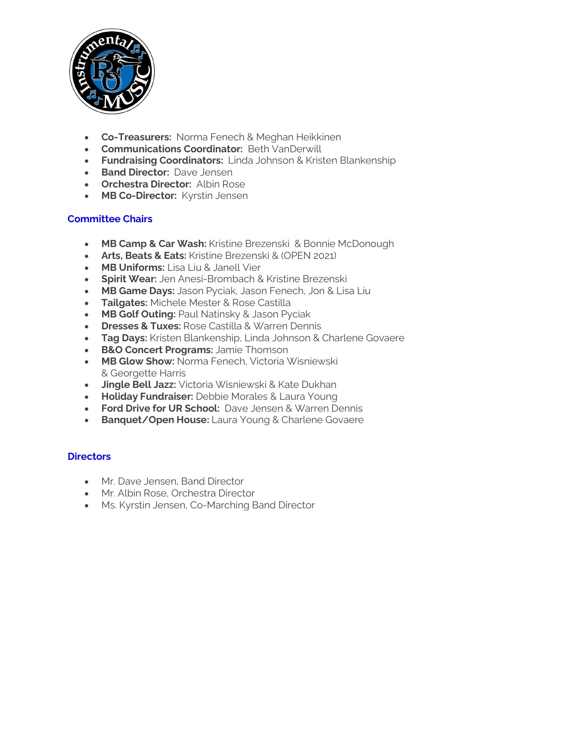- **Co-Treasurers:** Norma Fenech & Meghan Heikkinen
- **Communications Coordinator:** Beth VanDerwill
- **Fundraising Coordinators:** Linda Johnson & Kristen Blankenship
- **Band Director:** Dave Jensen
- **Orchestra Director:** Albin Rose
- **MB Co-Director:** Kyrstin Jensen

### Committee Chairs

- **MB Camp & Car Wash:** Kristine Brezenski & Bonnie McDonough
- **Arts, Beats & Eats:** Kristine Brezenski & (OPEN 2021)
- **MB Uniforms:** Lisa Liu & Janell Vier
- **Spirit Wear:** Jen Anesi-Brombach & Kristine Brezenski
- **MB Game Days:** Jason Pyciak, Jason Fenech, Jon & Lisa Liu
- **Tailgates:** Michele Mester & Rose Castilla
- **MB Golf Outing:** Paul Natinsky & Jason Pyciak
- **Dresses & Tuxes:** Rose Castilla & Warren Dennis
- **Tag Days:** Kristen Blankenship, Linda Johnson & Charlene Govaere
- **B&O Concert Programs:** Jamie Thomson
- **MB Glow Show:** Norma Fenech, Victoria Wisniewski & Georgette Harris
- **Jingle Bell Jazz:** Victoria Wisniewski & Kate Dukhan
- **Holiday Fundraiser:** Debbie Morales & Laura Young
- **Ford Drive for UR School:** Dave Jensen & Warren Dennis
- **Banquet/Open House:** Laura Young & Charlene Govaere

### Directors

- Mr. Dave Jensen, Band Director
- Mr. Albin Rose, Orchestra Director
- Ms. Kyrstin Jensen, Co-Marching Band Director